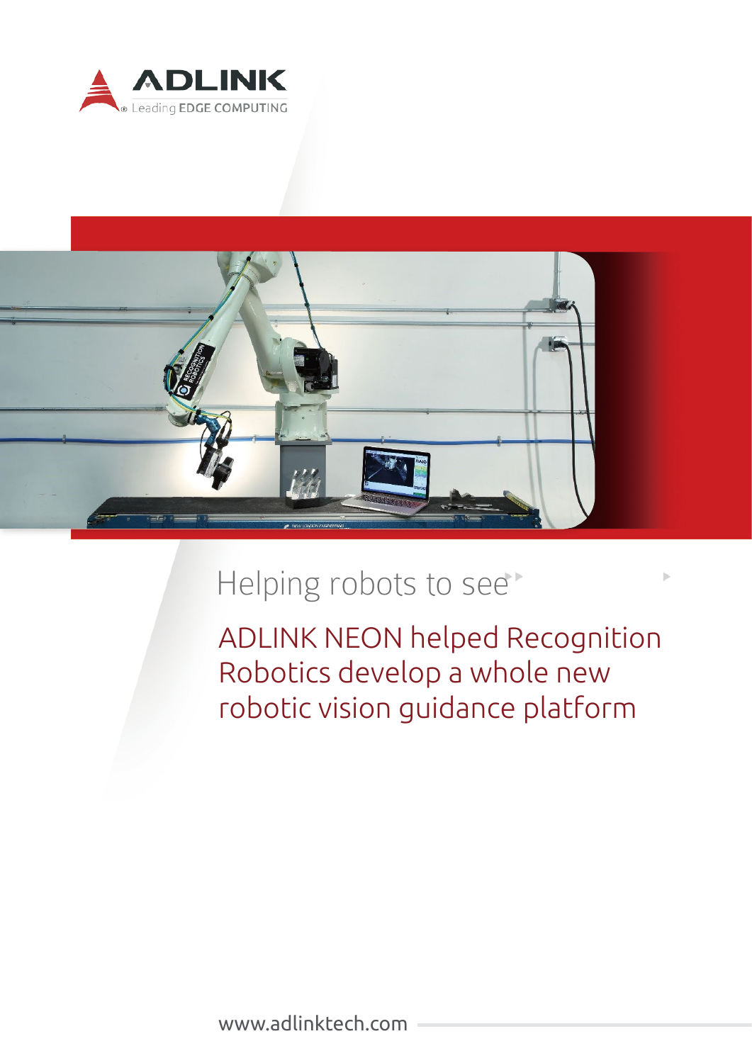ADLINK

Leading EDGE COMPUTING

# Helping robots to see

## ADLINK NEON helped Recognition Robotics develop a whole new robotic vision guidance platform

www.adlinktech.com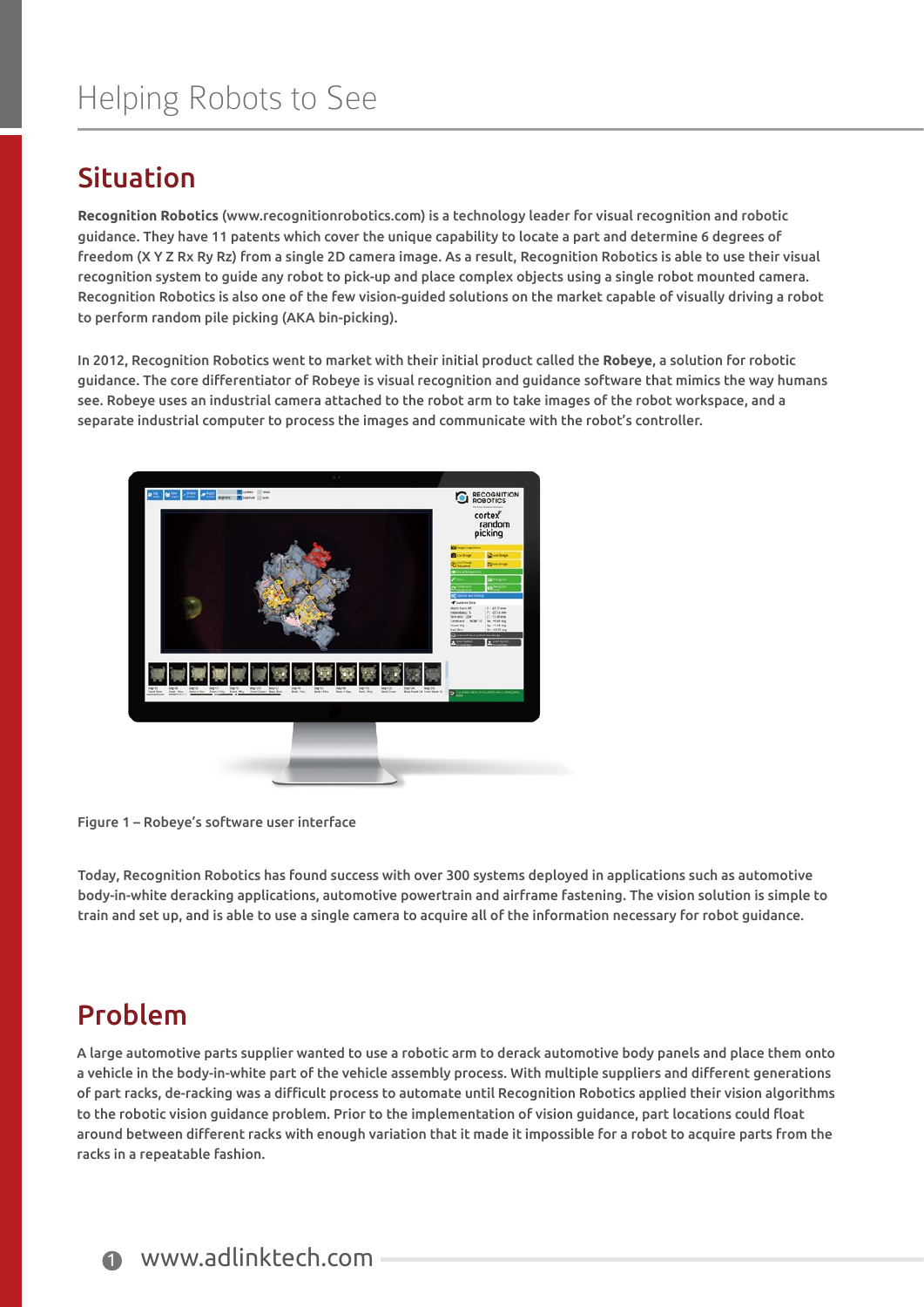# Helping Robots to See

## Situation

**Recognition Robotics** (www.recognitionrobotics.com) is a technology leader for visual recognition and robotic guidance. They have 11 patents which cover the unique capability to locate a part and determine 6 degrees of freedom (X Y Z Rx Ry Rz) from a single 2D camera image. As a result, Recognition Robotics is able to use their visual recognition system to guide any robot to pick-up and place complex objects using a single robot mounted camera. Recognition Robotics is also one of the few vision-guided solutions on the market capable of visually driving a robot to perform random pile picking (AKA bin-picking).

In 2012, Recognition Robotics went to market with their initial product called the **Robeye**, a solution for robotic guidance. The core differentiator of Robeye is visual recognition and guidance software that mimics the way humans see. Robeye uses an industrial camera attached to the robot arm to take images of the robot workspace, and a separate industrial computer to process the images and communicate with the robot's controller.

Figure 1 – Robeye's software user interface

Today, Recognition Robotics has found success with over 300 systems deployed in applications such as automotive body-in-white deracking applications, automotive powertrain and airframe fastening. The vision solution is simple to train and set up, and is able to use a single camera to acquire all of the information necessary for robot guidance.

## Problem

A large automotive parts supplier wanted to use a robotic arm to derack automotive body panels and place them onto a vehicle in the body-in-white part of the vehicle assembly process. With multiple suppliers and different generations of part racks, de-racking was a difficult process to automate until Recognition Robotics applied their vision algorithms to the robotic vision guidance problem. Prior to the implementation of vision guidance, part locations could float around between different racks with enough variation that it made it impossible for a robot to acquire parts from the racks in a repeatable fashion.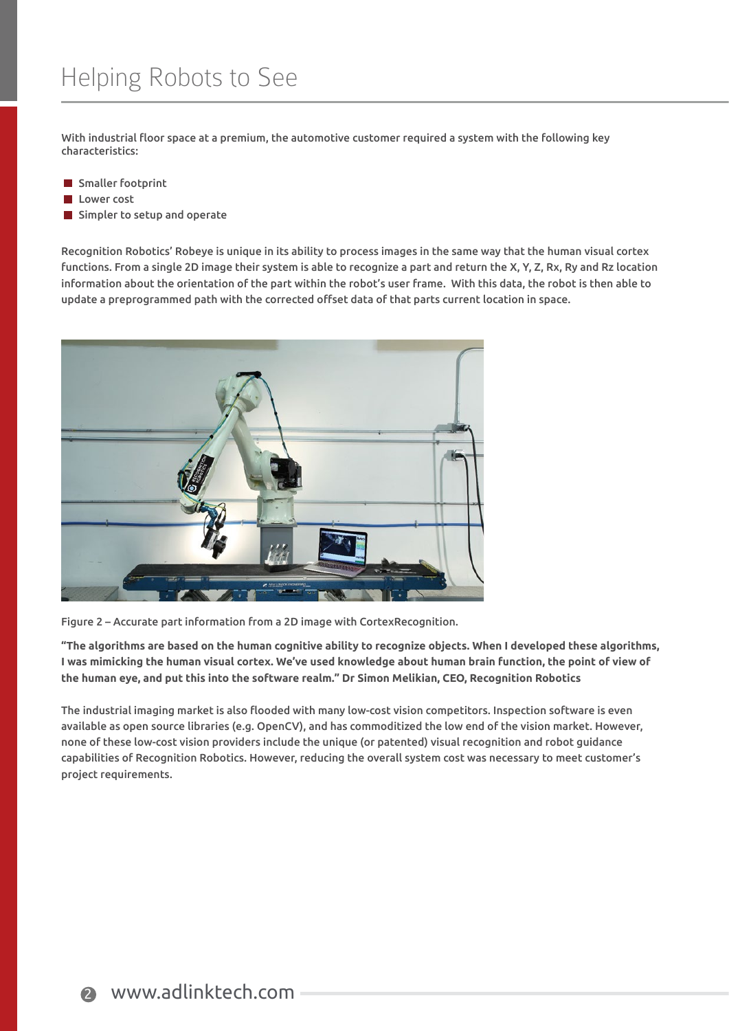# Helping Robots to See

With industrial floor space at a premium, the automotive customer required a system with the following key characteristics:

- Smaller footprint
- Lower cost
- Simpler to setup and operate

Recognition Robotics' Robeye is unique in its ability to process images in the same way that the human visual cortex functions. From a single 2D image their system is able to recognize a part and return the X, Y, Z, Rx, Ry and Rz location information about the orientation of the part within the robot's user frame. With this data, the robot is then able to update a preprogrammed path with the corrected offset data of that parts current location in space.

Figure 2 – Accurate part information from a 2D image with CortexRecognition.

**"The algorithms are based on the human cognitive ability to recognize objects. When I developed these algorithms, I was mimicking the human visual cortex. We've used knowledge about human brain function, the point of view of the human eye, and put this into the software realm." Dr Simon Melikian, CEO, Recognition Robotics**

The industrial imaging market is also flooded with many low-cost vision competitors. Inspection software is even available as open source libraries (e.g. OpenCV), and has commoditized the low end of the vision market. However, none of these low-cost vision providers include the unique (or patented) visual recognition and robot guidance capabilities of Recognition Robotics. However, reducing the overall system cost was necessary to meet customer's project requirements.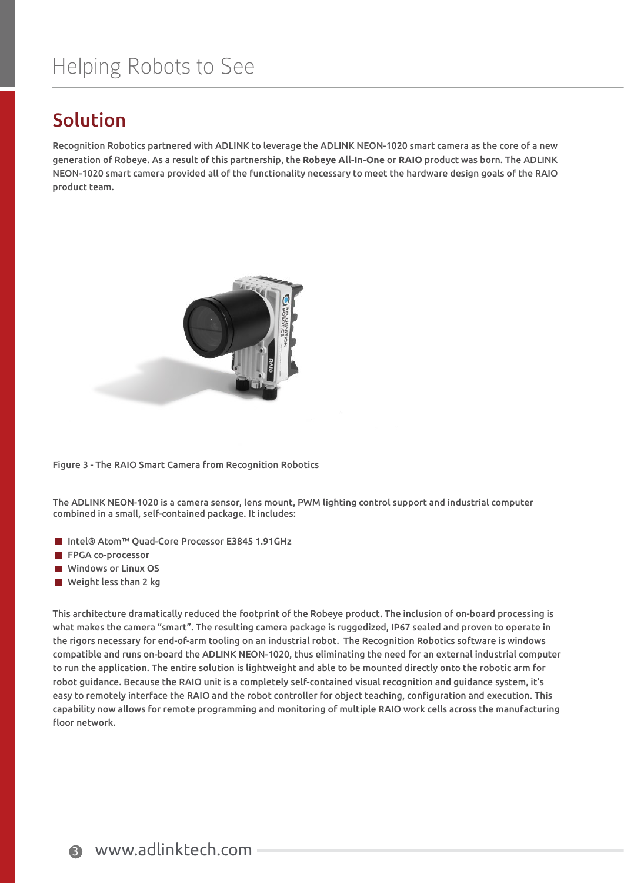## Solution

Recognition Robotics partnered with ADLINK to leverage the ADLINK NEON-1020 smart camera as the core of a new generation of Robeye. As a result of this partnership, the **Robeye All-In-One** or **RAIO** product was born. The ADLINK NEON-1020 smart camera provided all of the functionality necessary to meet the hardware design goals of the RAIO product team.

Figure 3 - The RAIO Smart Camera from Recognition Robotics

The ADLINK NEON-1020 is a camera sensor, lens mount, PWM lighting control support and industrial computer combined in a small, self-contained package. It includes:

- Intel® Atom™ Quad-Core Processor E3845 1.91GHz
- FPGA co-processor
- Windows or Linux OS
- Weight less than 2 kg

This architecture dramatically reduced the footprint of the Robeye product. The inclusion of on-board processing is what makes the camera "smart". The resulting camera package is ruggedized, IP67 sealed and proven to operate in the rigors necessary for end-of-arm tooling on an industrial robot. The Recognition Robotics software is windows compatible and runs on-board the ADLINK NEON-1020, thus eliminating the need for an external industrial computer to run the application. The entire solution is lightweight and able to be mounted directly onto the robotic arm for robot guidance. Because the RAIO unit is a completely self-contained visual recognition and guidance system, it's easy to remotely interface the RAIO and the robot controller for object teaching, configuration and execution. This capability now allows for remote programming and monitoring of multiple RAIO work cells across the manufacturing floor network.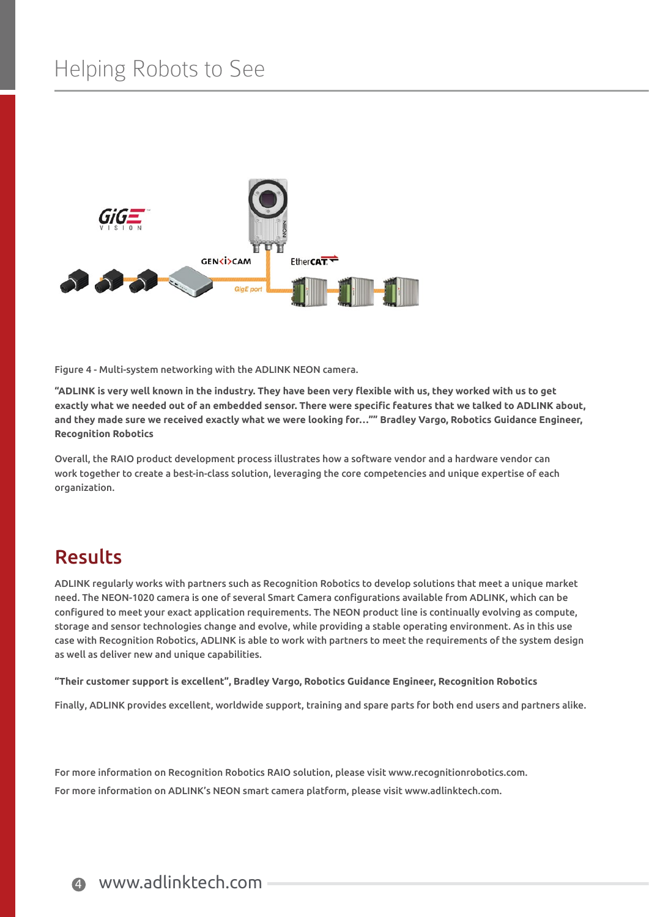Figure 4 - Multi-system networking with the ADLINK NEON camera.

**"ADLINK is very well known in the industry. They have been very flexible with us, they worked with us to get exactly what we needed out of an embedded sensor. There were specific features that we talked to ADLINK about, and they made sure we received exactly what we were looking for…"" Bradley Vargo, Robotics Guidance Engineer, Recognition Robotics**

Overall, the RAIO product development process illustrates how a software vendor and a hardware vendor can work together to create a best-in-class solution, leveraging the core competencies and unique expertise of each organization.

## Results

ADLINK regularly works with partners such as Recognition Robotics to develop solutions that meet a unique market need. The NEON-1020 camera is one of several Smart Camera configurations available from ADLINK, which can be configured to meet your exact application requirements. The NEON product line is continually evolving as compute, storage and sensor technologies change and evolve, while providing a stable operating environment. As in this use case with Recognition Robotics, ADLINK is able to work with partners to meet the requirements of the system design as well as deliver new and unique capabilities.

**"Their customer support is excellent", Bradley Vargo, Robotics Guidance Engineer, Recognition Robotics**

Finally, ADLINK provides excellent, worldwide support, training and spare parts for both end users and partners alike.

For more information on Recognition Robotics RAIO solution, please visit www.recognitionrobotics.com.

For more information on ADLINK's NEON smart camera platform, please visit www.adlinktech.com.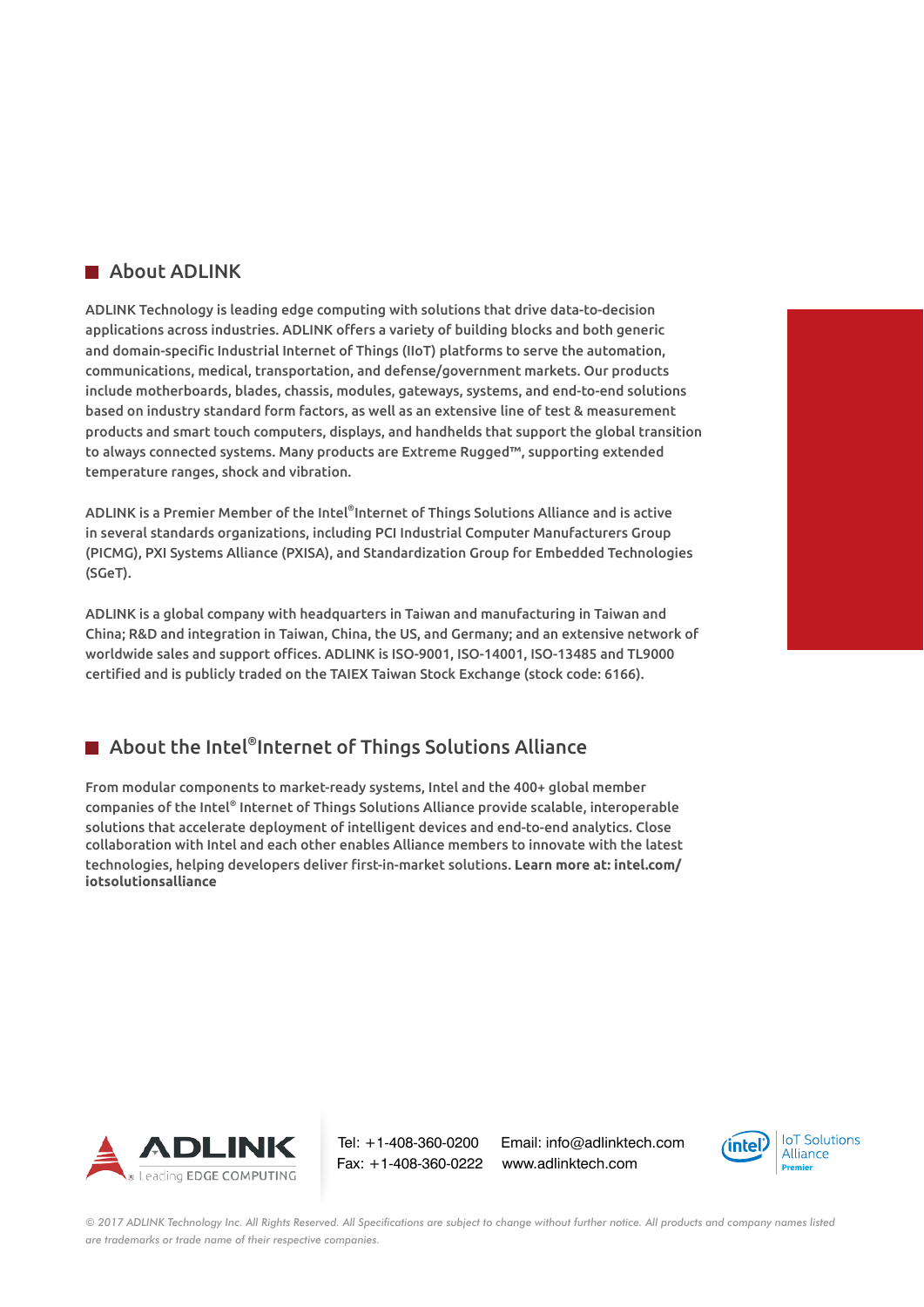## About ADLINK

ADLINK Technology is leading edge computing with solutions that drive data-to-decision applications across industries. ADLINK offers a variety of building blocks and both generic and domain-specific Industrial Internet of Things (IIoT) platforms to serve the automation, communications, medical, transportation, and defense/government markets. Our products include motherboards, blades, chassis, modules, gateways, systems, and end-to-end solutions based on industry standard form factors, as well as an extensive line of test & measurement products and smart touch computers, displays, and handhelds that support the global transition to always connected systems. Many products are Extreme Rugged™, supporting extended temperature ranges, shock and vibration.

ADLINK is a Premier Member of the Intel® Internet of Things Solutions Alliance and is active in several standards organizations, including PCI Industrial Computer Manufacturers Group (PICMG), PXI Systems Alliance (PXISA), and Standardization Group for Embedded Technologies (SGeT).

ADLINK is a global company with headquarters in Taiwan and manufacturing in Taiwan and China; R&D and integration in Taiwan, China, the US, and Germany; and an extensive network of worldwide sales and support offices. ADLINK is ISO-9001, ISO-14001, ISO-13485 and TL9000 certified and is publicly traded on the TAIEX Taiwan Stock Exchange (stock code: 6166).

## About the Intel® Internet of Things Solutions Alliance

From modular components to market-ready systems, Intel and the 400+ global member companies of the Intel® Internet of Things Solutions Alliance provide scalable, interoperable solutions that accelerate deployment of intelligent devices and end-to-end analytics. Close collaboration with Intel and each other enables Alliance members to innovate with the latest technologies, helping developers deliver first-in-market solutions. **Learn more at: intel.com/iotsolutionsalliance**

ADLINK
Leading EDGE COMPUTING

Tel: +1-408-360-0200
Fax: +1-408-360-0222

Email: info@adlinktech.com
www.adlinktech.com

intel IoT Solutions Alliance Premier

*© 2017 ADLINK Technology Inc. All Rights Reserved. All Specifications are subject to change without further notice. All products and company names listed are trademarks or trade name of their respective companies.*